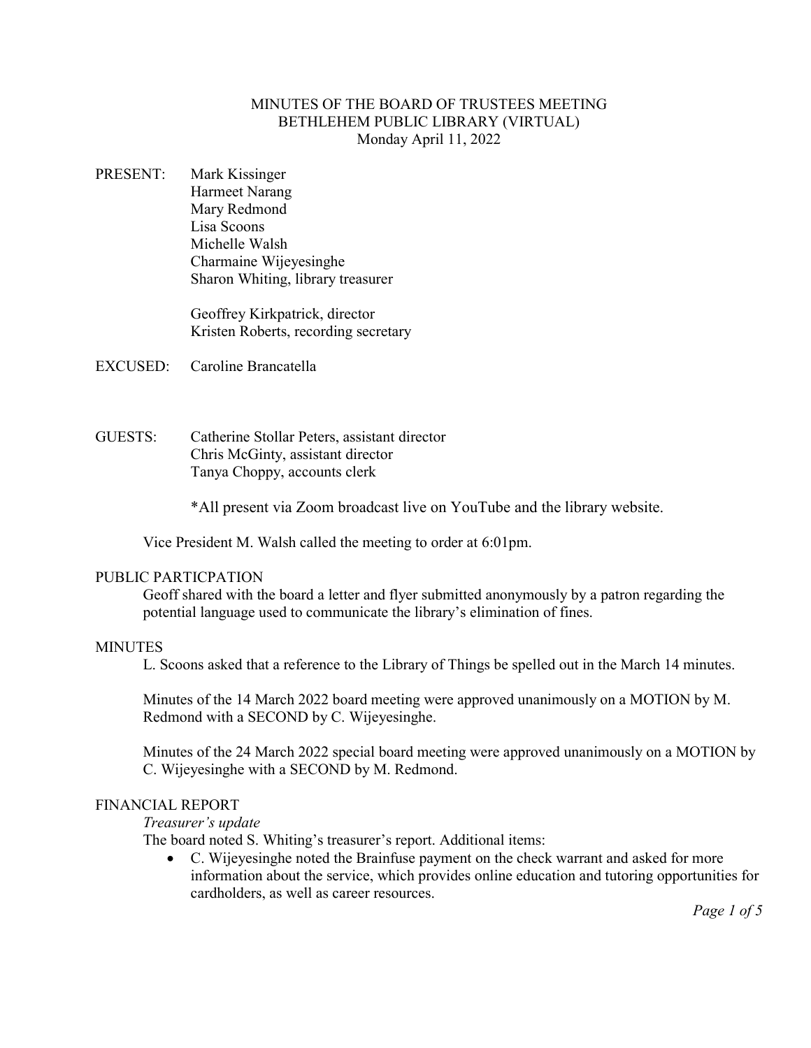# MINUTES OF THE BOARD OF TRUSTEES MEETING
## BETHLEHEM PUBLIC LIBRARY (VIRTUAL)
### Monday April 11, 2022

PRESENT: Mark Kissinger
Harmeet Narang
Mary Redmond
Lisa Scoons
Michelle Walsh
Charmaine Wijeyesinghe
Sharon Whiting, library treasurer

Geoffrey Kirkpatrick, director
Kristen Roberts, recording secretary

EXCUSED: Caroline Brancatella

GUESTS: Catherine Stollar Peters, assistant director
Chris McGinty, assistant director
Tanya Choppy, accounts clerk

*All present via Zoom broadcast live on YouTube and the library website.

Vice President M. Walsh called the meeting to order at 6:01pm.

PUBLIC PARTICPATION

Geoff shared with the board a letter and flyer submitted anonymously by a patron regarding the potential language used to communicate the library's elimination of fines.

MINUTES

L. Scoons asked that a reference to the Library of Things be spelled out in the March 14 minutes.

Minutes of the 14 March 2022 board meeting were approved unanimously on a MOTION by M. Redmond with a SECOND by C. Wijeyesinghe.

Minutes of the 24 March 2022 special board meeting were approved unanimously on a MOTION by C. Wijeyesinghe with a SECOND by M. Redmond.

FINANCIAL REPORT

*Treasurer's update*

The board noted S. Whiting's treasurer's report. Additional items:

- C. Wijeyesinghe noted the Brainfuse payment on the check warrant and asked for more information about the service, which provides online education and tutoring opportunities for cardholders, as well as career resources.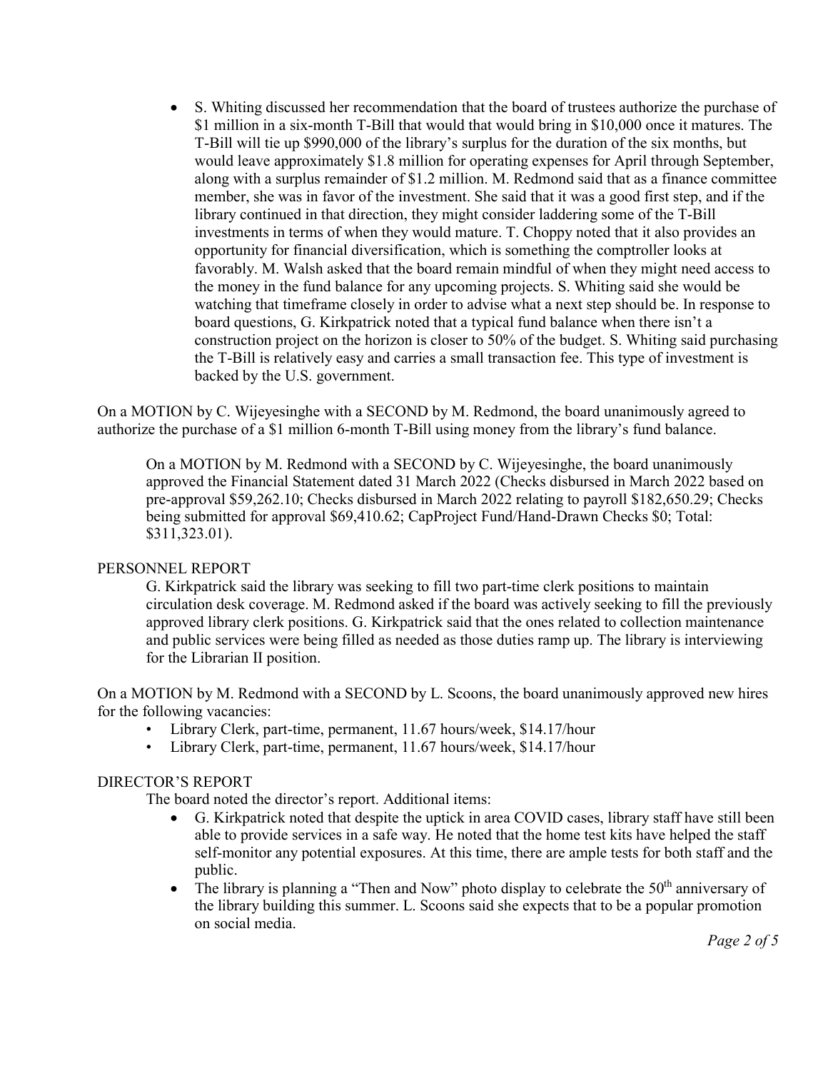- S. Whiting discussed her recommendation that the board of trustees authorize the purchase of $1 million in a six-month T-Bill that would that would bring in $10,000 once it matures. The T-Bill will tie up $990,000 of the library's surplus for the duration of the six months, but would leave approximately $1.8 million for operating expenses for April through September, along with a surplus remainder of $1.2 million. M. Redmond said that as a finance committee member, she was in favor of the investment. She said that it was a good first step, and if the library continued in that direction, they might consider laddering some of the T-Bill investments in terms of when they would mature. T. Choppy noted that it also provides an opportunity for financial diversification, which is something the comptroller looks at favorably. M. Walsh asked that the board remain mindful of when they might need access to the money in the fund balance for any upcoming projects. S. Whiting said she would be watching that timeframe closely in order to advise what a next step should be. In response to board questions, G. Kirkpatrick noted that a typical fund balance when there isn't a construction project on the horizon is closer to 50% of the budget. S. Whiting said purchasing the T-Bill is relatively easy and carries a small transaction fee. This type of investment is backed by the U.S. government.

On a MOTION by C. Wijeyesinghe with a SECOND by M. Redmond, the board unanimously agreed to authorize the purchase of a $1 million 6-month T-Bill using money from the library's fund balance.

On a MOTION by M. Redmond with a SECOND by C. Wijeyesinghe, the board unanimously approved the Financial Statement dated 31 March 2022 (Checks disbursed in March 2022 based on pre-approval $59,262.10; Checks disbursed in March 2022 relating to payroll $182,650.29; Checks being submitted for approval $69,410.62; CapProject Fund/Hand-Drawn Checks $0; Total: $311,323.01).

PERSONNEL REPORT

G. Kirkpatrick said the library was seeking to fill two part-time clerk positions to maintain circulation desk coverage. M. Redmond asked if the board was actively seeking to fill the previously approved library clerk positions. G. Kirkpatrick said that the ones related to collection maintenance and public services were being filled as needed as those duties ramp up. The library is interviewing for the Librarian II position.

On a MOTION by M. Redmond with a SECOND by L. Scoons, the board unanimously approved new hires for the following vacancies:

- Library Clerk, part-time, permanent, 11.67 hours/week, $14.17/hour
- Library Clerk, part-time, permanent, 11.67 hours/week, $14.17/hour

DIRECTOR'S REPORT

The board noted the director's report. Additional items:

- G. Kirkpatrick noted that despite the uptick in area COVID cases, library staff have still been able to provide services in a safe way. He noted that the home test kits have helped the staff self-monitor any potential exposures. At this time, there are ample tests for both staff and the public.
- The library is planning a "Then and Now" photo display to celebrate the 50th anniversary of the library building this summer. L. Scoons said she expects that to be a popular promotion on social media.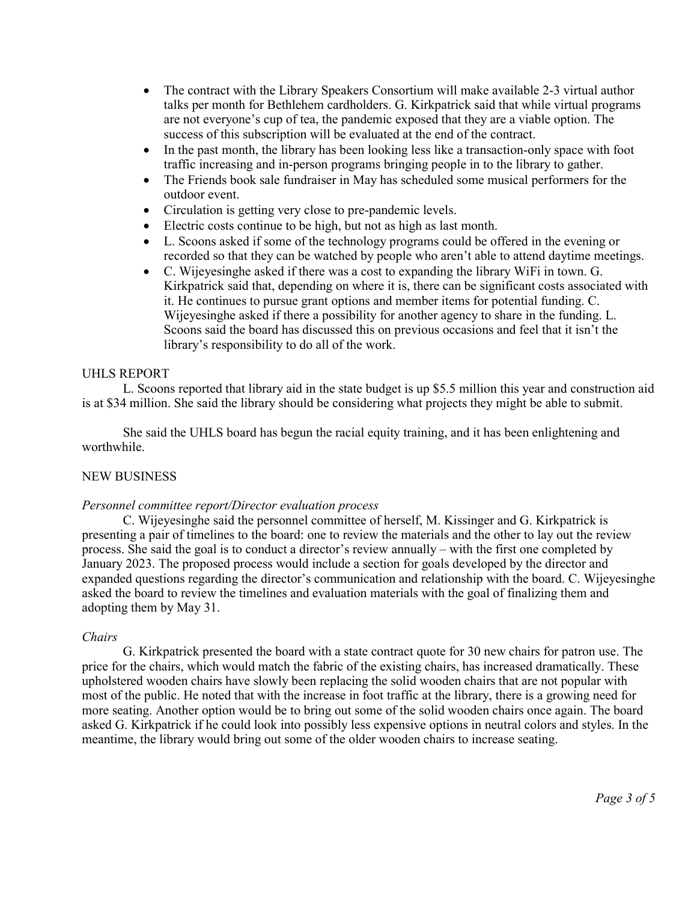- The contract with the Library Speakers Consortium will make available 2-3 virtual author talks per month for Bethlehem cardholders. G. Kirkpatrick said that while virtual programs are not everyone's cup of tea, the pandemic exposed that they are a viable option. The success of this subscription will be evaluated at the end of the contract.
- In the past month, the library has been looking less like a transaction-only space with foot traffic increasing and in-person programs bringing people in to the library to gather.
- The Friends book sale fundraiser in May has scheduled some musical performers for the outdoor event.
- Circulation is getting very close to pre-pandemic levels.
- Electric costs continue to be high, but not as high as last month.
- L. Scoons asked if some of the technology programs could be offered in the evening or recorded so that they can be watched by people who aren't able to attend daytime meetings.
- C. Wijeyesinghe asked if there was a cost to expanding the library WiFi in town. G. Kirkpatrick said that, depending on where it is, there can be significant costs associated with it. He continues to pursue grant options and member items for potential funding. C. Wijeyesinghe asked if there a possibility for another agency to share in the funding. L. Scoons said the board has discussed this on previous occasions and feel that it isn't the library's responsibility to do all of the work.

UHLS REPORT

L. Scoons reported that library aid in the state budget is up $5.5 million this year and construction aid is at $34 million. She said the library should be considering what projects they might be able to submit.

She said the UHLS board has begun the racial equity training, and it has been enlightening and worthwhile.

NEW BUSINESS

*Personnel committee report/Director evaluation process*

C. Wijeyesinghe said the personnel committee of herself, M. Kissinger and G. Kirkpatrick is presenting a pair of timelines to the board: one to review the materials and the other to lay out the review process. She said the goal is to conduct a director's review annually – with the first one completed by January 2023. The proposed process would include a section for goals developed by the director and expanded questions regarding the director's communication and relationship with the board. C. Wijeyesinghe asked the board to review the timelines and evaluation materials with the goal of finalizing them and adopting them by May 31.

*Chairs*

G. Kirkpatrick presented the board with a state contract quote for 30 new chairs for patron use. The price for the chairs, which would match the fabric of the existing chairs, has increased dramatically. These upholstered wooden chairs have slowly been replacing the solid wooden chairs that are not popular with most of the public. He noted that with the increase in foot traffic at the library, there is a growing need for more seating. Another option would be to bring out some of the solid wooden chairs once again. The board asked G. Kirkpatrick if he could look into possibly less expensive options in neutral colors and styles. In the meantime, the library would bring out some of the older wooden chairs to increase seating.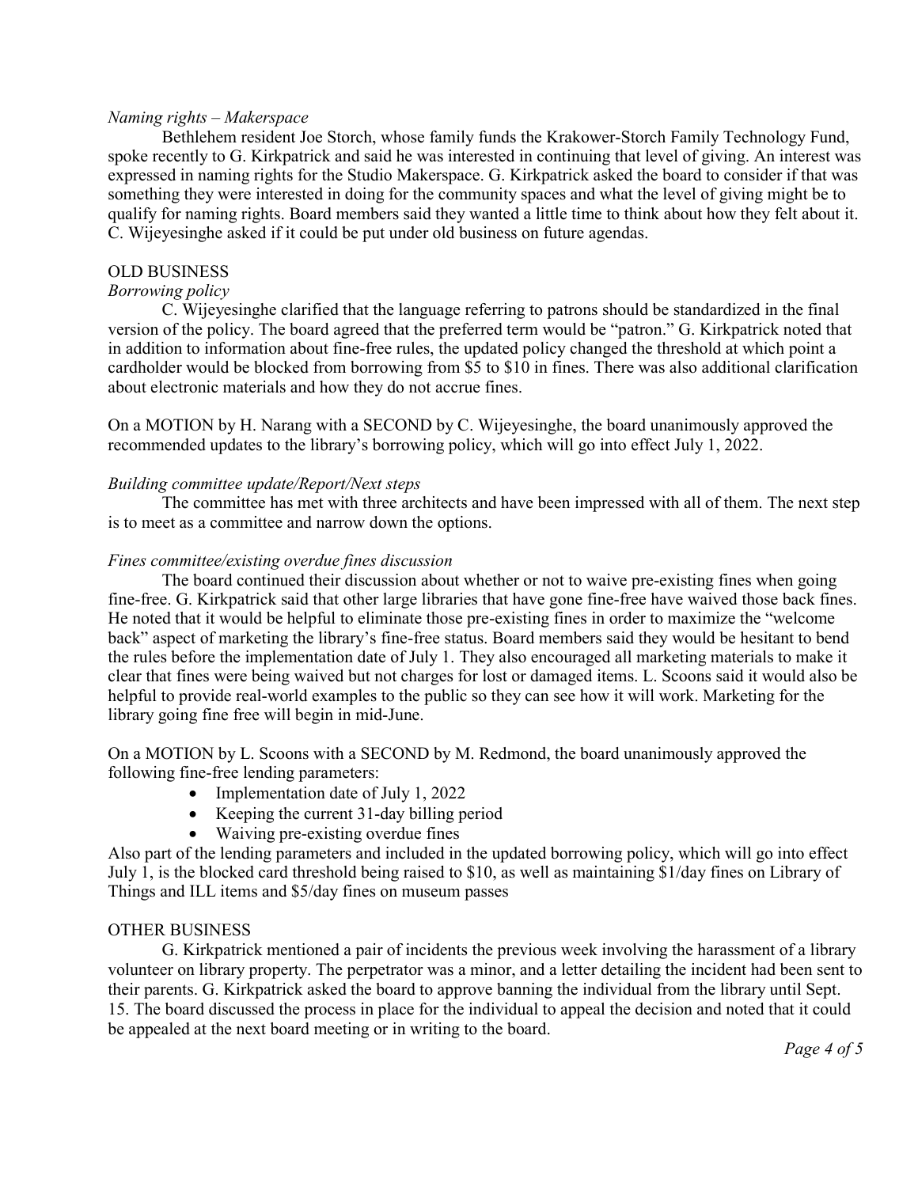*Naming rights – Makerspace*

Bethlehem resident Joe Storch, whose family funds the Krakower-Storch Family Technology Fund, spoke recently to G. Kirkpatrick and said he was interested in continuing that level of giving. An interest was expressed in naming rights for the Studio Makerspace. G. Kirkpatrick asked the board to consider if that was something they were interested in doing for the community spaces and what the level of giving might be to qualify for naming rights. Board members said they wanted a little time to think about how they felt about it. C. Wijeyesinghe asked if it could be put under old business on future agendas.

## OLD BUSINESS

*Borrowing policy*

C. Wijeyesinghe clarified that the language referring to patrons should be standardized in the final version of the policy. The board agreed that the preferred term would be "patron." G. Kirkpatrick noted that in addition to information about fine-free rules, the updated policy changed the threshold at which point a cardholder would be blocked from borrowing from $5 to $10 in fines. There was also additional clarification about electronic materials and how they do not accrue fines.

On a MOTION by H. Narang with a SECOND by C. Wijeyesinghe, the board unanimously approved the recommended updates to the library's borrowing policy, which will go into effect July 1, 2022.

*Building committee update/Report/Next steps*

The committee has met with three architects and have been impressed with all of them. The next step is to meet as a committee and narrow down the options.

*Fines committee/existing overdue fines discussion*

The board continued their discussion about whether or not to waive pre-existing fines when going fine-free. G. Kirkpatrick said that other large libraries that have gone fine-free have waived those back fines. He noted that it would be helpful to eliminate those pre-existing fines in order to maximize the "welcome back" aspect of marketing the library's fine-free status. Board members said they would be hesitant to bend the rules before the implementation date of July 1. They also encouraged all marketing materials to make it clear that fines were being waived but not charges for lost or damaged items. L. Scoons said it would also be helpful to provide real-world examples to the public so they can see how it will work. Marketing for the library going fine free will begin in mid-June.

On a MOTION by L. Scoons with a SECOND by M. Redmond, the board unanimously approved the following fine-free lending parameters:

- Implementation date of July 1, 2022
- Keeping the current 31-day billing period
- Waiving pre-existing overdue fines

Also part of the lending parameters and included in the updated borrowing policy, which will go into effect July 1, is the blocked card threshold being raised to $10, as well as maintaining $1/day fines on Library of Things and ILL items and $5/day fines on museum passes

## OTHER BUSINESS

G. Kirkpatrick mentioned a pair of incidents the previous week involving the harassment of a library volunteer on library property. The perpetrator was a minor, and a letter detailing the incident had been sent to their parents. G. Kirkpatrick asked the board to approve banning the individual from the library until Sept. 15. The board discussed the process in place for the individual to appeal the decision and noted that it could be appealed at the next board meeting or in writing to the board.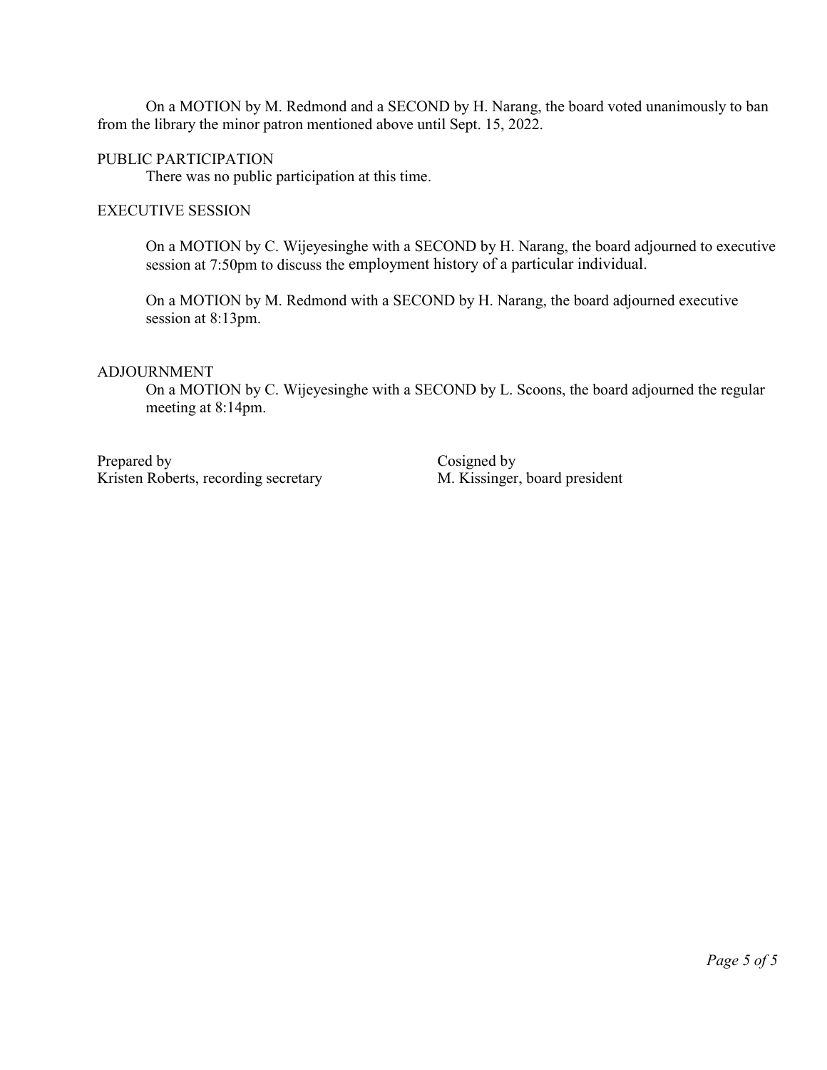On a MOTION by M. Redmond and a SECOND by H. Narang, the board voted unanimously to ban from the library the minor patron mentioned above until Sept. 15, 2022.

## PUBLIC PARTICIPATION

There was no public participation at this time.

## EXECUTIVE SESSION

On a MOTION by C. Wijeyesinghe with a SECOND by H. Narang, the board adjourned to executive session at 7:50pm to discuss the employment history of a particular individual.

On a MOTION by M. Redmond with a SECOND by H. Narang, the board adjourned executive session at 8:13pm.

## ADJOURNMENT

On a MOTION by C. Wijeyesinghe with a SECOND by L. Scoons, the board adjourned the regular meeting at 8:14pm.

Prepared by
Kristen Roberts, recording secretary

Cosigned by
M. Kissinger, board president